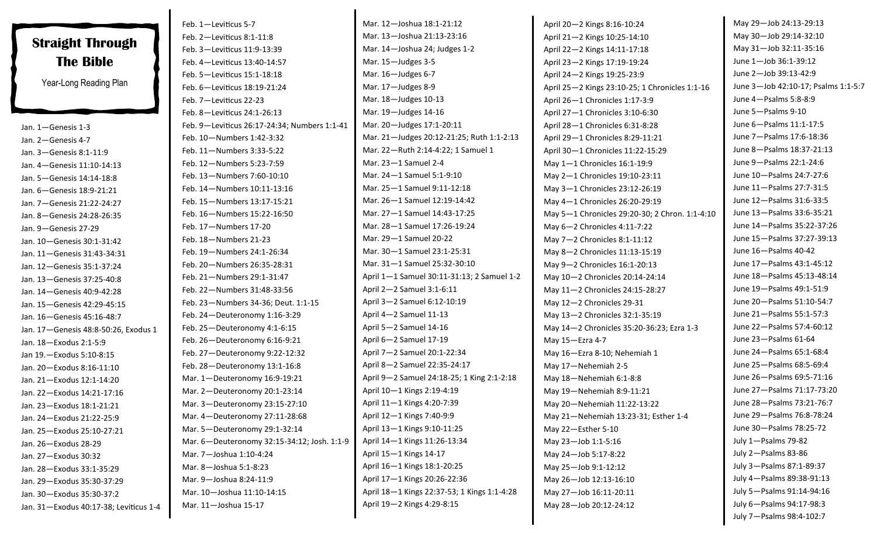# Straight Through The Bible

Year-Long Reading Plan

Jan. 1—Genesis 1-3
Jan. 2—Genesis 4-7
Jan. 3—Genesis 8:1-11:9
Jan. 4—Genesis 11:10-14:13
Jan. 5—Genesis 14:14-18:8
Jan. 6—Genesis 18:9-21:21
Jan. 7—Genesis 21:22-24:27
Jan. 8—Genesis 24:28-26:35
Jan. 9—Genesis 27-29
Jan. 10—Genesis 30:1-31:42
Jan. 11—Genesis 31:43-34:31
Jan. 12—Genesis 35:1-37:24
Jan. 13—Genesis 37:25-40:8
Jan. 14—Genesis 40:9-42:28
Jan. 15—Genesis 42:29-45:15
Jan. 16—Genesis 45:16-48:7
Jan. 17—Genesis 48:8-50:26, Exodus 1
Jan. 18—Exodus 2:1-5:9
Jan 19.—Exodus 5:10-8:15
Jan. 20—Exodus 8:16-11:10
Jan. 21—Exodus 12:1-14:20
Jan. 22—Exodus 14:21-17:16
Jan. 23—Exodus 18:1-21:21
Jan. 24—Exodus 21:22-25:9
Jan. 25—Exodus 25:10-27:21
Jan. 26—Exodus 28-29
Jan. 27—Exodus 30:32
Jan. 28—Exodus 33:1-35:29
Jan. 29—Exodus 35:30-37:29
Jan. 30—Exodus 35:30-37:2
Jan. 31—Exodus 40:17-38; Leviticus 1-4

Feb. 1—Leviticus 5-7
Feb. 2—Leviticus 8:1-11:8
Feb. 3—Leviticus 11:9-13:39
Feb. 4—Leviticus 13:40-14:57
Feb. 5—Leviticus 15:1-18:18
Feb. 6—Leviticus 18:19-21:24
Feb. 7—Leviticus 22-23
Feb. 8—Leviticus 24:1-26:13
Feb. 9—Leviticus 26:17-24:34; Numbers 1:1-41
Feb. 10—Numbers 1:42-3:32
Feb. 11—Numbers 3:33-5:22
Feb. 12—Numbers 5:23-7:59
Feb. 13—Numbers 7:60-10:10
Feb. 14—Numbers 10:11-13:16
Feb. 15—Numbers 13:17-15:21
Feb. 16—Numbers 15:22-16:50
Feb. 17—Numbers 17-20
Feb. 18—Numbers 21-23
Feb. 19—Numbers 24:1-26:34
Feb. 20—Numbers 26:35-28:31
Feb. 21—Numbers 29:1-31:47
Feb. 22—Numbers 31:48-33:56
Feb. 23—Numbers 34-36; Deut. 1:1-15
Feb. 24—Deuteronomy 1:16-3:29
Feb. 25—Deuteronomy 4:1-6:15
Feb. 26—Deuteronomy 6:16-9:21
Feb. 27—Deuteronomy 9:22-12:32
Feb. 28—Deuteronomy 13:1-16:8
Mar. 1—Deuteronomy 16:9-19:21
Mar. 2—Deuteronomy 20:1-23:14
Mar. 3—Deuteronomy 23:15-27:10
Mar. 4—Deuteronomy 27:11-28:68
Mar. 5—Deuteronomy 29:1-32:14
Mar. 6—Deuteronomy 32:15-34:12; Josh. 1:1-9
Mar. 7—Joshua 1:10-4:24
Mar. 8—Joshua 5:1-8:23
Mar. 9—Joshua 8:24-11:9
Mar. 10—Joshua 11:10-14:15
Mar. 11—Joshua 15-17

Mar. 12—Joshua 18:1-21:12
Mar. 13—Joshua 21:13-23:16
Mar. 14—Joshua 24; Judges 1-2
Mar. 15—Judges 3-5
Mar. 16—Judges 6-7
Mar. 17—Judges 8-9
Mar. 18—Judges 10-13
Mar. 19—Judges 14-16
Mar. 20—Judges 17:1-20:11
Mar. 21—Judges 20:12-21:25; Ruth 1:1-2:13
Mar. 22—Ruth 2:14-4:22; 1 Samuel 1
Mar. 23—1 Samuel 2-4
Mar. 24—1 Samuel 5:1-9:10
Mar. 25—1 Samuel 9:11-12:18
Mar. 26—1 Samuel 12:19-14:42
Mar. 27—1 Samuel 14:43-17:25
Mar. 28—1 Samuel 17:26-19:24
Mar. 29—1 Samuel 20-22
Mar. 30—1 Samuel 23:1-25:31
Mar. 31—1 Samuel 25:32-30:10
April 1—1 Samuel 30:11-31:13; 2 Samuel 1-2
April 2—2 Samuel 3:1-6:11
April 3—2 Samuel 6:12-10:19
April 4—2 Samuel 11-13
April 5—2 Samuel 14-16
April 6—2 Samuel 17-19
April 7—2 Samuel 20:1-22:34
April 8—2 Samuel 22:35-24:17
April 9—2 Samuel 24:18-25; 1 King 2:1-2:18
April 10—1 Kings 2:19-4:19
April 11—1 Kings 4:20-7:39
April 12—1 Kings 7:40-9:9
April 13—1 Kings 9:10-11:25
April 14—1 Kings 11:26-13:34
April 15—1 Kings 14-17
April 16—1 Kings 18:1-20:25
April 17—1 Kings 20:26-22:36
April 18—1 Kings 22:37-53; 1 Kings 1:1-4:28
April 19—2 Kings 4:29-8:15

April 20—2 Kings 8:16-10:24
April 21—2 Kings 10:25-14:10
April 22—2 Kings 14:11-17:18
April 23—2 Kings 17:19-19:24
April 24—2 Kings 19:25-23:9
April 25—2 Kings 23:10-25; 1 Chronicles 1:1-16
April 26—1 Chronicles 1:17-3:9
April 27—1 Chronicles 3:10-6:30
April 28—1 Chronicles 6:31-8:28
April 29—1 Chronicles 8:29-11:21
April 30—1 Chronicles 11:22-15:29
May 1—1 Chronicles 16:1-19:9
May 2—1 Chronicles 19:10-23:11
May 3—1 Chronicles 23:12-26:19
May 4—1 Chronicles 26:20-29:19
May 5—1 Chronicles 29:20-30; 2 Chron. 1:1-4:10
May 6—2 Chronicles 4:11-7:22
May 7—2 Chronicles 8:1-11:12
May 8—2 Chronicles 11:13-15:19
May 9—2 Chronicles 16:1-20:13
May 10—2 Chronicles 20:14-24:14
May 11—2 Chronicles 24:15-28:27
May 12—2 Chronicles 29-31
May 13—2 Chronicles 32:1-35:19
May 14—2 Chronicles 35:20-36:23; Ezra 1-3
May 15—Ezra 4-7
May 16—Ezra 8-10; Nehemiah 1
May 17—Nehemiah 2-5
May 18—Nehemiah 6:1-8:8
May 19—Nehemiah 8:9-11:21
May 20—Nehemiah 11:22-13:22
May 21—Nehemiah 13:23-31; Esther 1-4
May 22—Esther 5-10
May 23—Job 1:1-5:16
May 24—Job 5:17-8:22
May 25—Job 9:1-12:12
May 26—Job 12:13-16:10
May 27—Job 16:11-20:11
May 28—Job 20:12-24:12

May 29—Job 24:13-29:13
May 30—Job 29:14-32:10
May 31—Job 32:11-35:16
June 1—Job 36:1-39:12
June 2—Job 39:13-42:9
June 3—Job 42:10-17; Psalms 1:1-5:7
June 4—Psalms 5:8-8:9
June 5—Psalms 9-10
June 6—Psalms 11:1-17:5
June 7—Psalms 17:6-18:36
June 8—Psalms 18:37-21:13
June 9—Psalms 22:1-24:6
June 10—Psalms 24:7-27:6
June 11—Psalms 27:7-31:5
June 12—Psalms 31:6-33:5
June 13—Psalms 33:6-35:21
June 14—Psalms 35:22-37:26
June 15—Psalms 37:27-39:13
June 16—Psalms 40-42
June 17—Psalms 43:1-45:12
June 18—Psalms 45:13-48:14
June 19—Psalms 49:1-51:9
June 20—Psalms 51:10-54:7
June 21—Psalms 55:1-57:3
June 22—Psalms 57:4-60:12
June 23—Psalms 61-64
June 24—Psalms 65:1-68:4
June 25—Psalms 68:5-69:4
June 26—Psalms 69:5-71:16
June 27—Psalms 71:17-73:20
June 28—Psalms 73:21-76:7
June 29—Psalms 76:8-78:24
June 30—Psalms 78:25-72
July 1—Psalms 79-82
July 2—Psalms 83-86
July 3—Psalms 87:1-89:37
July 4—Psalms 89:38-91:13
July 5—Psalms 91:14-94:16
July 6—Psalms 94:17-98:3
July 7—Psalms 98:4-102:7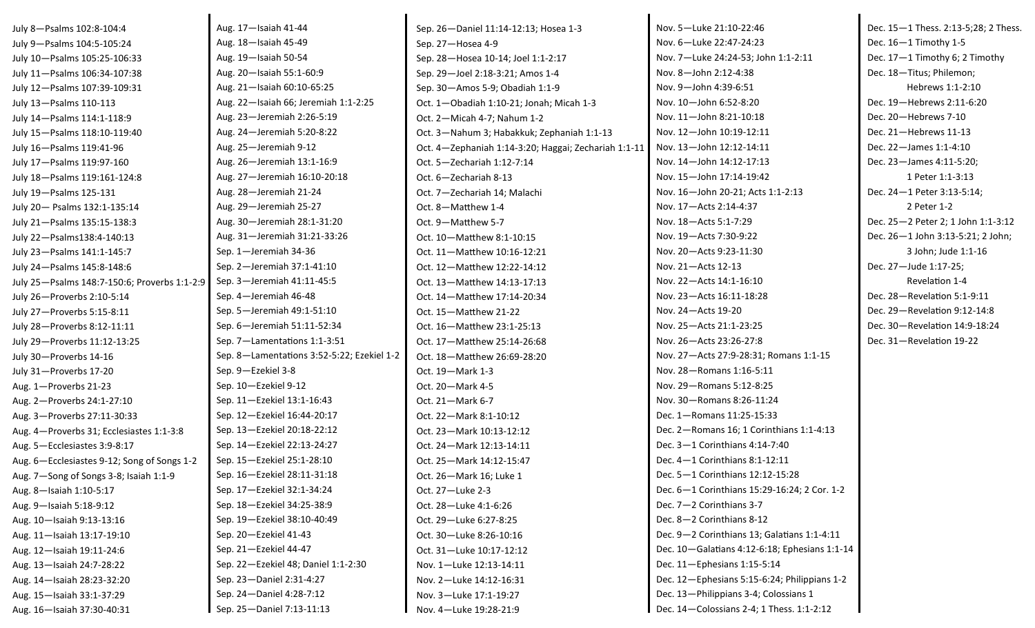July 8—Psalms 102:8-104:4
July 9—Psalms 104:5-105:24
July 10—Psalms 105:25-106:33
July 11—Psalms 106:34-107:38
July 12—Psalms 107:39-109:31
July 13—Psalms 110-113
July 14—Psalms 114:1-118:9
July 15—Psalms 118:10-119:40
July 16—Psalms 119:41-96
July 17—Psalms 119:97-160
July 18—Psalms 119:161-124:8
July 19—Psalms 125-131
July 20— Psalms 132:1-135:14
July 21—Psalms 135:15-138:3
July 22—Psalms138:4-140:13
July 23—Psalms 141:1-145:7
July 24—Psalms 145:8-148:6
July 25—Psalms 148:7-150:6; Proverbs 1:1-2:9
July 26—Proverbs 2:10-5:14
July 27—Proverbs 5:15-8:11
July 28—Proverbs 8:12-11:11
July 29—Proverbs 11:12-13:25
July 30—Proverbs 14-16
July 31—Proverbs 17-20
Aug. 1—Proverbs 21-23
Aug. 2—Proverbs 24:1-27:10
Aug. 3—Proverbs 27:11-30:33
Aug. 4—Proverbs 31; Ecclesiastes 1:1-3:8
Aug. 5—Ecclesiastes 3:9-8:17
Aug. 6—Ecclesiastes 9-12; Song of Songs 1-2
Aug. 7—Song of Songs 3-8; Isaiah 1:1-9
Aug. 8—Isaiah 1:10-5:17
Aug. 9—Isaiah 5:18-9:12
Aug. 10—Isaiah 9:13-13:16
Aug. 11—Isaiah 13:17-19:10
Aug. 12—Isaiah 19:11-24:6
Aug. 13—Isaiah 24:7-28:22
Aug. 14—Isaiah 28:23-32:20
Aug. 15—Isaiah 33:1-37:29
Aug. 16—Isaiah 37:30-40:31
Aug. 17—Isaiah 41-44
Aug. 18—Isaiah 45-49
Aug. 19—Isaiah 50-54
Aug. 20—Isaiah 55:1-60:9
Aug. 21—Isaiah 60:10-65:25
Aug. 22—Isaiah 66; Jeremiah 1:1-2:25
Aug. 23—Jeremiah 2:26-5:19
Aug. 24—Jeremiah 5:20-8:22
Aug. 25—Jeremiah 9-12
Aug. 26—Jeremiah 13:1-16:9
Aug. 27—Jeremiah 16:10-20:18
Aug. 28—Jeremiah 21-24
Aug. 29—Jeremiah 25-27
Aug. 30—Jeremiah 28:1-31:20
Aug. 31—Jeremiah 31:21-33:26
Sep. 1—Jeremiah 34-36
Sep. 2—Jeremiah 37:1-41:10
Sep. 3—Jeremiah 41:11-45:5
Sep. 4—Jeremiah 46-48
Sep. 5—Jeremiah 49:1-51:10
Sep. 6—Jeremiah 51:11-52:34
Sep. 7—Lamentations 1:1-3:51
Sep. 8—Lamentations 3:52-5:22; Ezekiel 1-2
Sep. 9—Ezekiel 3-8
Sep. 10—Ezekiel 9-12
Sep. 11—Ezekiel 13:1-16:43
Sep. 12—Ezekiel 16:44-20:17
Sep. 13—Ezekiel 20:18-22:12
Sep. 14—Ezekiel 22:13-24:27
Sep. 15—Ezekiel 25:1-28:10
Sep. 16—Ezekiel 28:11-31:18
Sep. 17—Ezekiel 32:1-34:24
Sep. 18—Ezekiel 34:25-38:9
Sep. 19—Ezekiel 38:10-40:49
Sep. 20—Ezekiel 41-43
Sep. 21—Ezekiel 44-47
Sep. 22—Ezekiel 48; Daniel 1:1-2:30
Sep. 23—Daniel 2:31-4:27
Sep. 24—Daniel 4:28-7:12
Sep. 25—Daniel 7:13-11:13
Sep. 26—Daniel 11:14-12:13; Hosea 1-3
Sep. 27—Hosea 4-9
Sep. 28—Hosea 10-14; Joel 1:1-2:17
Sep. 29—Joel 2:18-3:21; Amos 1-4
Sep. 30—Amos 5-9; Obadiah 1:1-9
Oct. 1—Obadiah 1:10-21; Jonah; Micah 1-3
Oct. 2—Micah 4-7; Nahum 1-2
Oct. 3—Nahum 3; Habakkuk; Zephaniah 1:1-13
Oct. 4—Zephaniah 1:14-3:20; Haggai; Zechariah 1:1-11
Oct. 5—Zechariah 1:12-7:14
Oct. 6—Zechariah 8-13
Oct. 7—Zechariah 14; Malachi
Oct. 8—Matthew 1-4
Oct. 9—Matthew 5-7
Oct. 10—Matthew 8:1-10:15
Oct. 11—Matthew 10:16-12:21
Oct. 12—Matthew 12:22-14:12
Oct. 13—Matthew 14:13-17:13
Oct. 14—Matthew 17:14-20:34
Oct. 15—Matthew 21-22
Oct. 16—Matthew 23:1-25:13
Oct. 17—Matthew 25:14-26:68
Oct. 18—Matthew 26:69-28:20
Oct. 19—Mark 1-3
Oct. 20—Mark 4-5
Oct. 21—Mark 6-7
Oct. 22—Mark 8:1-10:12
Oct. 23—Mark 10:13-12:12
Oct. 24—Mark 12:13-14:11
Oct. 25—Mark 14:12-15:47
Oct. 26—Mark 16; Luke 1
Oct. 27—Luke 2-3
Oct. 28—Luke 4:1-6:26
Oct. 29—Luke 6:27-8:25
Oct. 30—Luke 8:26-10:16
Oct. 31—Luke 10:17-12:12
Nov. 1—Luke 12:13-14:11
Nov. 2—Luke 14:12-16:31
Nov. 3—Luke 17:1-19:27
Nov. 4—Luke 19:28-21:9
Nov. 5—Luke 21:10-22:46
Nov. 6—Luke 22:47-24:23
Nov. 7—Luke 24:24-53; John 1:1-2:11
Nov. 8—John 2:12-4:38
Nov. 9—John 4:39-6:51
Nov. 10—John 6:52-8:20
Nov. 11—John 8:21-10:18
Nov. 12—John 10:19-12:11
Nov. 13—John 12:12-14:11
Nov. 14—John 14:12-17:13
Nov. 15—John 17:14-19:42
Nov. 16—John 20-21; Acts 1:1-2:13
Nov. 17—Acts 2:14-4:37
Nov. 18—Acts 5:1-7:29
Nov. 19—Acts 7:30-9:22
Nov. 20—Acts 9:23-11:30
Nov. 21—Acts 12-13
Nov. 22—Acts 14:1-16:10
Nov. 23—Acts 16:11-18:28
Nov. 24—Acts 19-20
Nov. 25—Acts 21:1-23:25
Nov. 26—Acts 23:26-27:8
Nov. 27—Acts 27:9-28:31; Romans 1:1-15
Nov. 28—Romans 1:16-5:11
Nov. 29—Romans 5:12-8:25
Nov. 30—Romans 8:26-11:24
Dec. 1—Romans 11:25-15:33
Dec. 2—Romans 16; 1 Corinthians 1:1-4:13
Dec. 3—1 Corinthians 4:14-7:40
Dec. 4—1 Corinthians 8:1-12:11
Dec. 5—1 Corinthians 12:12-15:28
Dec. 6—1 Corinthians 15:29-16:24; 2 Cor. 1-2
Dec. 7—2 Corinthians 3-7
Dec. 8—2 Corinthians 8-12
Dec. 9—2 Corinthians 13; Galatians 1:1-4:11
Dec. 10—Galatians 4:12-6:18; Ephesians 1:1-14
Dec. 11—Ephesians 1:15-5:14
Dec. 12—Ephesians 5:15-6:24; Philippians 1-2
Dec. 13—Philippians 3-4; Colossians 1
Dec. 14—Colossians 2-4; 1 Thess. 1:1-2:12
Dec. 15—1 Thess. 2:13-5;28; 2 Thess.
Dec. 16—1 Timothy 1-5
Dec. 17—1 Timothy 6; 2 Timothy
Dec. 18—Titus; Philemon; Hebrews 1:1-2:10
Dec. 19—Hebrews 2:11-6:20
Dec. 20—Hebrews 7-10
Dec. 21—Hebrews 11-13
Dec. 22—James 1:1-4:10
Dec. 23—James 4:11-5:20; 1 Peter 1:1-3:13
Dec. 24—1 Peter 3:13-5:14; 2 Peter 1-2
Dec. 25—2 Peter 2; 1 John 1:1-3:12
Dec. 26—1 John 3:13-5:21; 2 John; 3 John; Jude 1:1-16
Dec. 27—Jude 1:17-25; Revelation 1-4
Dec. 28—Revelation 5:1-9:11
Dec. 29—Revelation 9:12-14:8
Dec. 30—Revelation 14:9-18:24
Dec. 31—Revelation 19-22